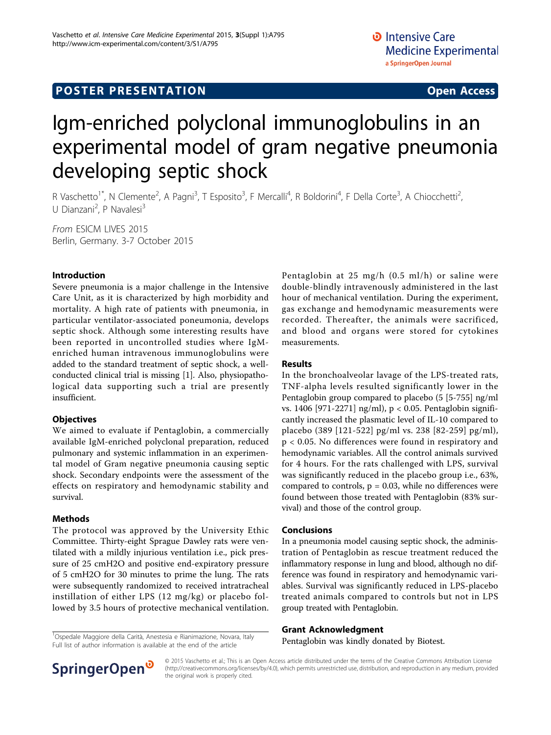POSTER PRESENTATION — Open Access

# Igm-enriched polyclonal immunoglobulins in an experimental model of gram negative pneumonia developing septic shock

R Vaschetto[1*], N Clemente[2], A Pagni[3], T Esposito[3], F Mercalli[4], R Boldorini[4], F Della Corte[3], A Chiocchetti[2], U Dianzani[2], P Navalesi[3]

*From* ESICM LIVES 2015
Berlin, Germany. 3-7 October 2015

## Introduction

Severe pneumonia is a major challenge in the Intensive Care Unit, as it is characterized by high morbidity and mortality. A high rate of patients with pneumonia, in particular ventilator-associated poneumonia, develops septic shock. Although some interesting results have been reported in uncontrolled studies where IgM-enriched human intravenous immunoglobulins were added to the standard treatment of septic shock, a well-conducted clinical trial is missing [1]. Also, physiopathological data supporting such a trial are presently insufficient.

## Objectives

We aimed to evaluate if Pentaglobin, a commercially available IgM-enriched polyclonal preparation, reduced pulmonary and systemic inflammation in an experimental model of Gram negative pneumonia causing septic shock. Secondary endpoints were the assessment of the effects on respiratory and hemodynamic stability and survival.

## Methods

The protocol was approved by the University Ethic Committee. Thirty-eight Sprague Dawley rats were ventilated with a mildly injurious ventilation i.e., pick pressure of 25 cmH2O and positive end-expiratory pressure of 5 cmH2O for 30 minutes to prime the lung. The rats were subsequently randomized to received intratracheal instillation of either LPS (12 mg/kg) or placebo followed by 3.5 hours of protective mechanical ventilation. Pentaglobin at 25 mg/h (0.5 ml/h) or saline were double-blindly intravenously administered in the last hour of mechanical ventilation. During the experiment, gas exchange and hemodynamic measurements were recorded. Thereafter, the animals were sacrificed, and blood and organs were stored for cytokines measurements.

## Results

In the bronchoalveolar lavage of the LPS-treated rats, TNF-alpha levels resulted significantly lower in the Pentaglobin group compared to placebo (5 [5-755] ng/ml vs. 1406 [971-2271] ng/ml), $p < 0.05$. Pentaglobin significantly increased the plasmatic level of IL-10 compared to placebo (389 [121-522] pg/ml vs. 238 [82-259] pg/ml), $p < 0.05$. No differences were found in respiratory and hemodynamic variables. All the control animals survived for 4 hours. For the rats challenged with LPS, survival was significantly reduced in the placebo group i.e., 63%, compared to controls, $p = 0.03$, while no differences were found between those treated with Pentaglobin (83% survival) and those of the control group.

## Conclusions

In a pneumonia model causing septic shock, the administration of Pentaglobin as rescue treatment reduced the inflammatory response in lung and blood, although no difference was found in respiratory and hemodynamic variables. Survival was significantly reduced in LPS-placebo treated animals compared to controls but not in LPS group treated with Pentaglobin.

## Grant Acknowledgment

Pentaglobin was kindly donated by Biotest.

[1]Ospedale Maggiore della Carità, Anestesia e Rianimazione, Novara, Italy
Full list of author information is available at the end of the article

© 2015 Vaschetto et al.; This is an Open Access article distributed under the terms of the Creative Commons Attribution License (http://creativecommons.org/licenses/by/4.0), which permits unrestricted use, distribution, and reproduction in any medium, provided the original work is properly cited.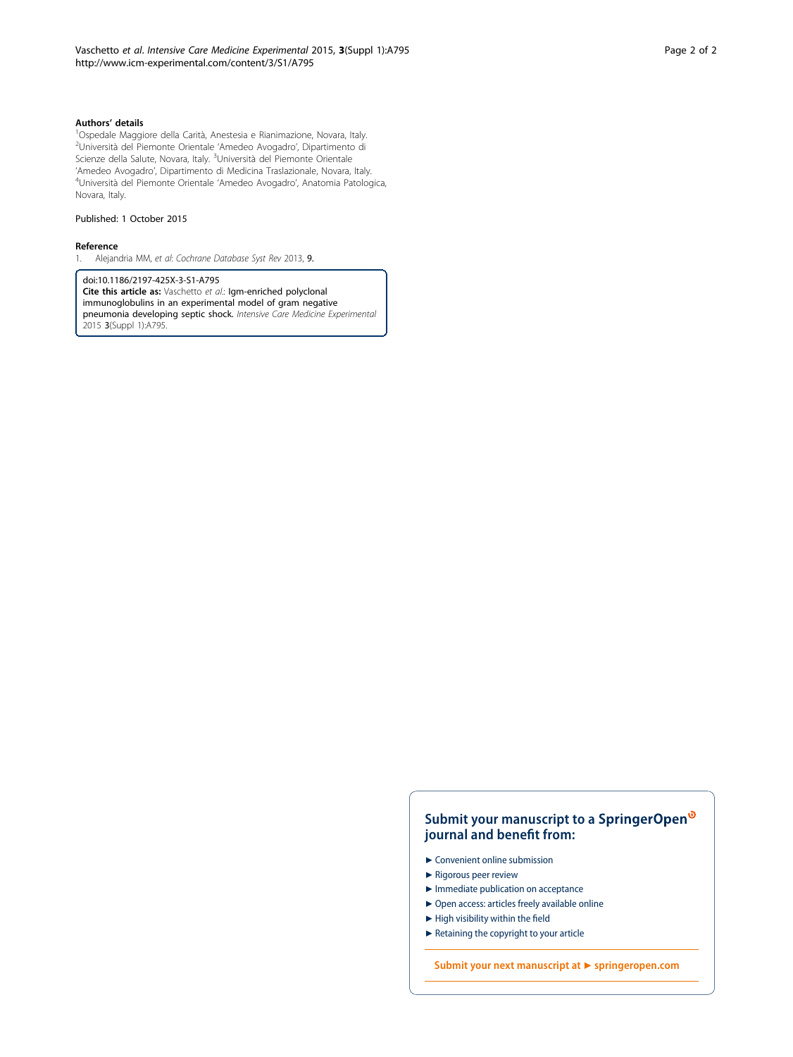### Authors' details

[1]Ospedale Maggiore della Carità, Anestesia e Rianimazione, Novara, Italy. [2]Università del Piemonte Orientale 'Amedeo Avogadro', Dipartimento di Scienze della Salute, Novara, Italy. [3]Università del Piemonte Orientale 'Amedeo Avogadro', Dipartimento di Medicina Traslazionale, Novara, Italy. [4]Università del Piemonte Orientale 'Amedeo Avogadro', Anatomia Patologica, Novara, Italy.

Published: 1 October 2015

### Reference

1. Alejandria MM, *et al*: *Cochrane Database Syst Rev* 2013, **9**.

doi:10.1186/2197-425X-3-S1-A795
**Cite this article as:** Vaschetto *et al.*: Igm-enriched polyclonal immunoglobulins in an experimental model of gram negative pneumonia developing septic shock. *Intensive Care Medicine Experimental* 2015 **3**(Suppl 1):A795.

**Submit your manuscript to a SpringerOpen journal and benefit from:**

- Convenient online submission
- Rigorous peer review
- Immediate publication on acceptance
- Open access: articles freely available online
- High visibility within the field
- Retaining the copyright to your article

**Submit your next manuscript at ► springeropen.com**